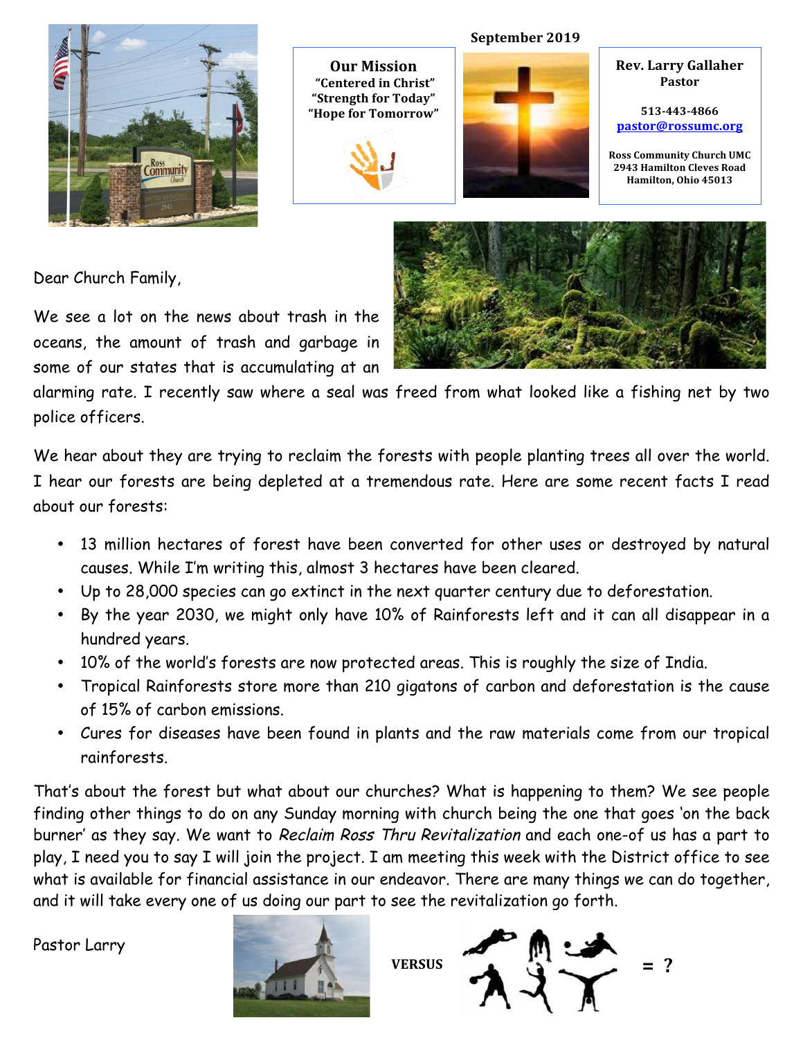September 2019

**Our Mission**
**"Centered in Christ"**
**"Strength for Today"**
**"Hope for Tomorrow"**

**Rev. Larry Gallaher**
**Pastor**

**513-443-4866**
**pastor@rossumc.org**

**Ross Community Church UMC**
**2943 Hamilton Cleves Road**
**Hamilton, Ohio 45013**

Dear Church Family,

We see a lot on the news about trash in the oceans, the amount of trash and garbage in some of our states that is accumulating at an alarming rate. I recently saw where a seal was freed from what looked like a fishing net by two police officers.

We hear about they are trying to reclaim the forests with people planting trees all over the world. I hear our forests are being depleted at a tremendous rate. Here are some recent facts I read about our forests:

- 13 million hectares of forest have been converted for other uses or destroyed by natural causes. While I'm writing this, almost 3 hectares have been cleared.
- Up to 28,000 species can go extinct in the next quarter century due to deforestation.
- By the year 2030, we might only have 10% of Rainforests left and it can all disappear in a hundred years.
- 10% of the world's forests are now protected areas. This is roughly the size of India.
- Tropical Rainforests store more than 210 gigatons of carbon and deforestation is the cause of 15% of carbon emissions.
- Cures for diseases have been found in plants and the raw materials come from our tropical rainforests.

That's about the forest but what about our churches? What is happening to them? We see people finding other things to do on any Sunday morning with church being the one that goes 'on the back burner' as they say. We want to *Reclaim Ross Thru Revitalization* and each one-of us has a part to play, I need you to say I will join the project. I am meeting this week with the District office to see what is available for financial assistance in our endeavor. There are many things we can do together, and it will take every one of us doing our part to see the revitalization go forth.

Pastor Larry

**VERSUS** **= ?**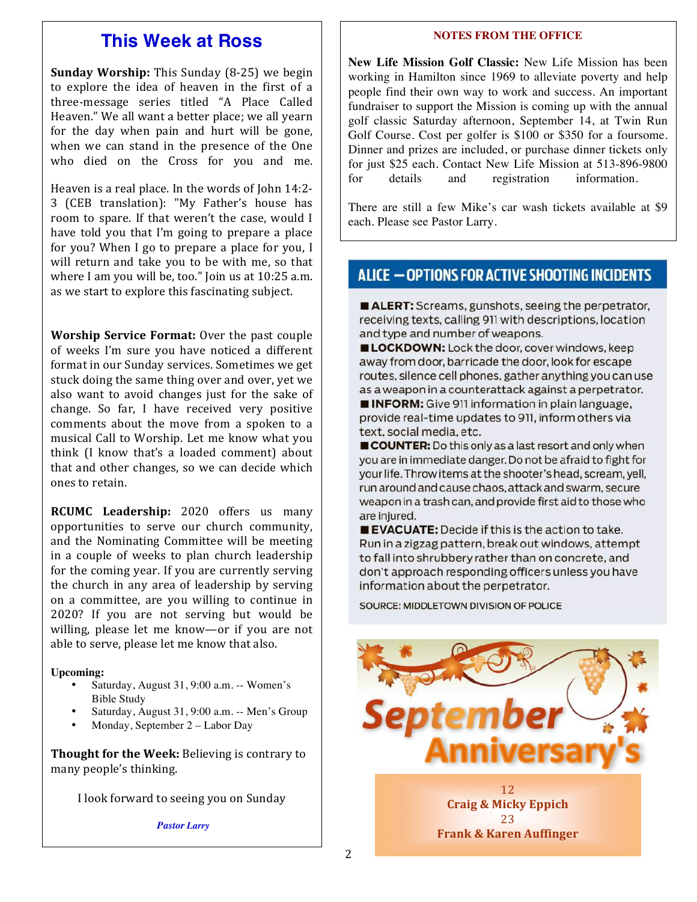# This Week at Ross

**Sunday Worship:** This Sunday (8-25) we begin to explore the idea of heaven in the first of a three-message series titled "A Place Called Heaven." We all want a better place; we all yearn for the day when pain and hurt will be gone, when we can stand in the presence of the One who died on the Cross for you and me.

Heaven is a real place. In the words of John 14:2-3 (CEB translation): "My Father's house has room to spare. If that weren't the case, would I have told you that I'm going to prepare a place for you? When I go to prepare a place for you, I will return and take you to be with me, so that where I am you will be, too." Join us at 10:25 a.m. as we start to explore this fascinating subject.

**Worship Service Format:** Over the past couple of weeks I'm sure you have noticed a different format in our Sunday services. Sometimes we get stuck doing the same thing over and over, yet we also want to avoid changes just for the sake of change. So far, I have received very positive comments about the move from a spoken to a musical Call to Worship. Let me know what you think (I know that's a loaded comment) about that and other changes, so we can decide which ones to retain.

**RCUMC Leadership:** 2020 offers us many opportunities to serve our church community, and the Nominating Committee will be meeting in a couple of weeks to plan church leadership for the coming year. If you are currently serving the church in any area of leadership by serving on a committee, are you willing to continue in 2020? If you are not serving but would be willing, please let me know—or if you are not able to serve, please let me know that also.

**Upcoming:**

- Saturday, August 31, 9:00 a.m. -- Women's Bible Study
- Saturday, August 31, 9:00 a.m. -- Men's Group
- Monday, September 2 – Labor Day

**Thought for the Week:** Believing is contrary to many people's thinking.

I look forward to seeing you on Sunday

*Pastor Larry*

## NOTES FROM THE OFFICE

**New Life Mission Golf Classic:** New Life Mission has been working in Hamilton since 1969 to alleviate poverty and help people find their own way to work and success. An important fundraiser to support the Mission is coming up with the annual golf classic Saturday afternoon, September 14, at Twin Run Golf Course. Cost per golfer is $100 or $350 for a foursome. Dinner and prizes are included, or purchase dinner tickets only for just $25 each. Contact New Life Mission at 513-896-9800 for details and registration information.

There are still a few Mike's car wash tickets available at $9 each. Please see Pastor Larry.

## ALICE — OPTIONS FOR ACTIVE SHOOTING INCIDENTS

■ **ALERT:** Screams, gunshots, seeing the perpetrator, receiving texts, calling 911 with descriptions, location and type and number of weapons.
■ **LOCKDOWN:** Lock the door, cover windows, keep away from door, barricade the door, look for escape routes, silence cell phones, gather anything you can use as a weapon in a counterattack against a perpetrator.
■ **INFORM:** Give 911 information in plain language, provide real-time updates to 911, inform others via text, social media, etc.
■ **COUNTER:** Do this only as a last resort and only when you are in immediate danger. Do not be afraid to fight for your life. Throw items at the shooter's head, scream, yell, run around and cause chaos, attack and swarm, secure weapon in a trash can, and provide first aid to those who are injured.
■ **EVACUATE:** Decide if this is the action to take. Run in a zigzag pattern, break out windows, attempt to fall into shrubbery rather than on concrete, and don't approach responding officers unless you have information about the perpetrator.

SOURCE: MIDDLETOWN DIVISION OF POLICE

## September Anniversary's

12
**Craig & Micky Eppich**
23
**Frank & Karen Auffinger**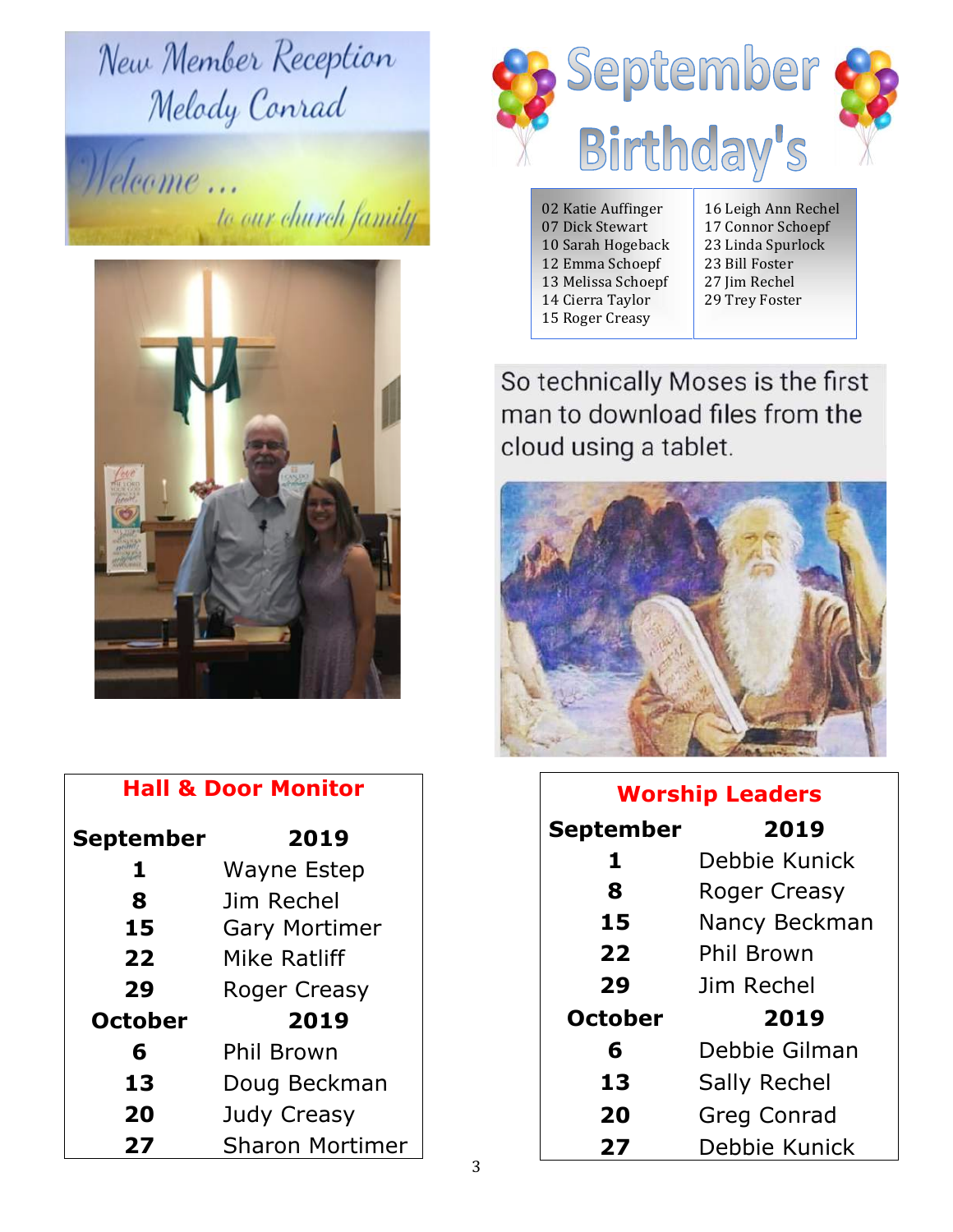New Member Reception
Melody Conrad

Welcome ... to our church family

# September Birthday's

| | |
|---|---|
| 02 Katie Auffinger | 16 Leigh Ann Rechel |
| 07 Dick Stewart | 17 Connor Schoepf |
| 10 Sarah Hogeback | 23 Linda Spurlock |
| 12 Emma Schoepf | 23 Bill Foster |
| 13 Melissa Schoepf | 27 Jim Rechel |
| 14 Cierra Taylor | 29 Trey Foster |
| 15 Roger Creasy | |

So technically Moses is the first man to download files from the cloud using a tablet.

## Hall & Door Monitor

| September | 2019 |
|---|---|
| 1 | Wayne Estep |
| 8 | Jim Rechel |
| 15 | Gary Mortimer |
| 22 | Mike Ratliff |
| 29 | Roger Creasy |
| **October** | **2019** |
| 6 | Phil Brown |
| 13 | Doug Beckman |
| 20 | Judy Creasy |
| 27 | Sharon Mortimer |

## Worship Leaders

| September | 2019 |
|---|---|
| 1 | Debbie Kunick |
| 8 | Roger Creasy |
| 15 | Nancy Beckman |
| 22 | Phil Brown |
| 29 | Jim Rechel |
| **October** | **2019** |
| 6 | Debbie Gilman |
| 13 | Sally Rechel |
| 20 | Greg Conrad |
| 27 | Debbie Kunick |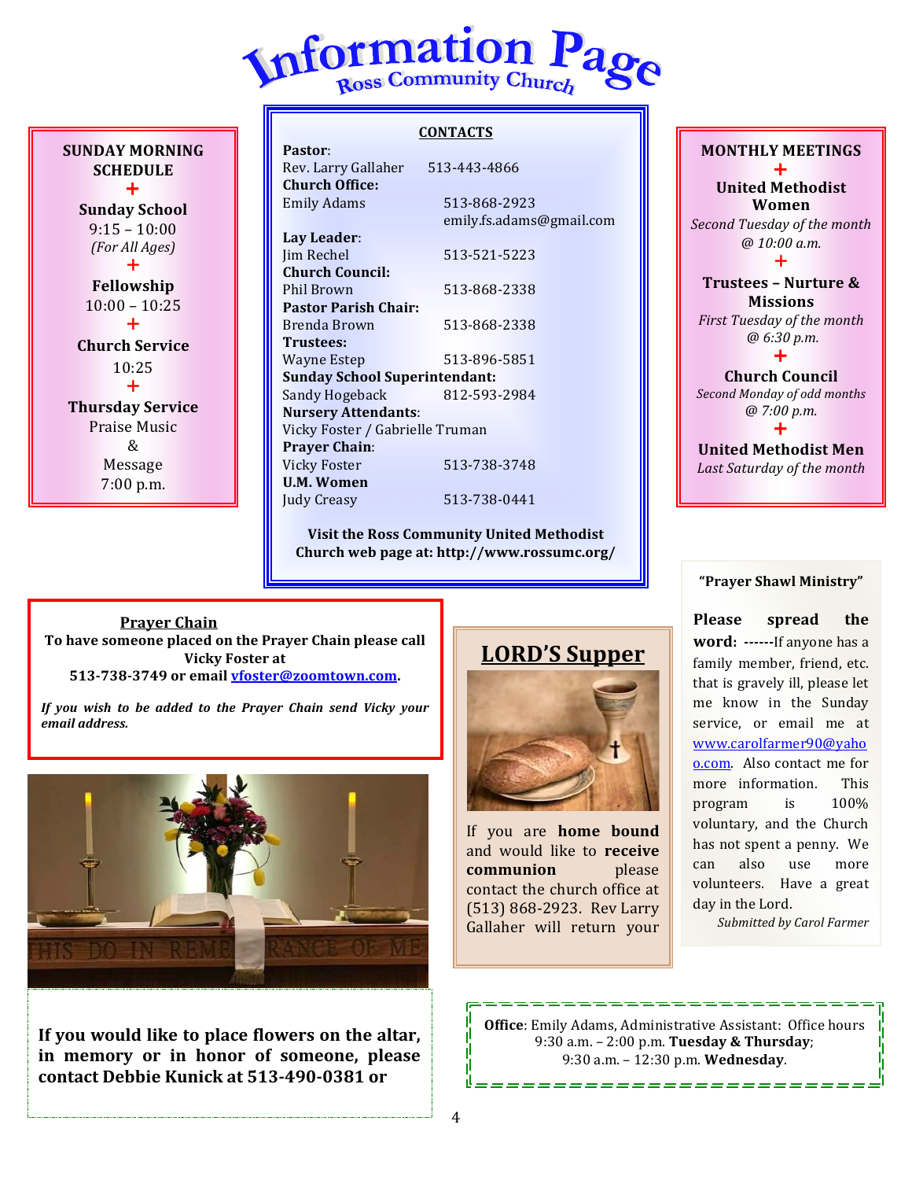# Information Page

## Ross Community Church

**SUNDAY MORNING SCHEDULE**

+

**Sunday School**
9:15 – 10:00
*(For All Ages)*

+

**Fellowship**
10:00 – 10:25

+

**Church Service**
10:25

+

**Thursday Service**
Praise Music
&
Message
7:00 p.m.

**CONTACTS**

| | |
|---|---|
| **Pastor**: | |
| Rev. Larry Gallaher | 513-443-4866 |
| **Church Office:** | |
| Emily Adams | 513-868-2923 emily.fs.adams@gmail.com |
| **Lay Leader**: | |
| Jim Rechel | 513-521-5223 |
| **Church Council:** | |
| Phil Brown | 513-868-2338 |
| **Pastor Parish Chair:** | |
| Brenda Brown | 513-868-2338 |
| **Trustees:** | |
| Wayne Estep | 513-896-5851 |
| **Sunday School Superintendant:** | |
| Sandy Hogeback | 812-593-2984 |
| **Nursery Attendants**: | |
| Vicky Foster / Gabrielle Truman | |
| **Prayer Chain**: | |
| Vicky Foster | 513-738-3748 |
| **U.M. Women** | |
| Judy Creasy | 513-738-0441 |

**Visit the Ross Community United Methodist Church web page at: http://www.rossumc.org/**

**MONTHLY MEETINGS**

+

**United Methodist Women**
*Second Tuesday of the month @ 10:00 a.m.*

+

**Trustees – Nurture & Missions**
*First Tuesday of the month @ 6:30 p.m.*

+

**Church Council**
*Second Monday of odd months @ 7:00 p.m.*

+

**United Methodist Men**
*Last Saturday of the month*

**Prayer Chain**

**To have someone placed on the Prayer Chain please call Vicky Foster at 513-738-3749 or email vfoster@zoomtown.com.**

***If you wish to be added to the Prayer Chain send Vicky your email address.***

THIS DO IN REMEMBRANCE OF ME

**If you would like to place flowers on the altar, in memory or in honor of someone, please contact Debbie Kunick at 513-490-0381 or**

## LORD'S Supper

If you are **home bound** and would like to **receive communion** please contact the church office at (513) 868-2923. Rev Larry Gallaher will return your

**"Prayer Shawl Ministry"**

**Please spread the word: ------**If anyone has a family member, friend, etc. that is gravely ill, please let me know in the Sunday service, or email me at www.carolfarmer90@yahoo.com. Also contact me for more information. This program is 100% voluntary, and the Church has not spent a penny. We can also use more volunteers. Have a great day in the Lord.

*Submitted by Carol Farmer*

**Office**: Emily Adams, Administrative Assistant: Office hours 9:30 a.m. – 2:00 p.m. **Tuesday & Thursday**; 9:30 a.m. – 12:30 p.m. **Wednesday**.